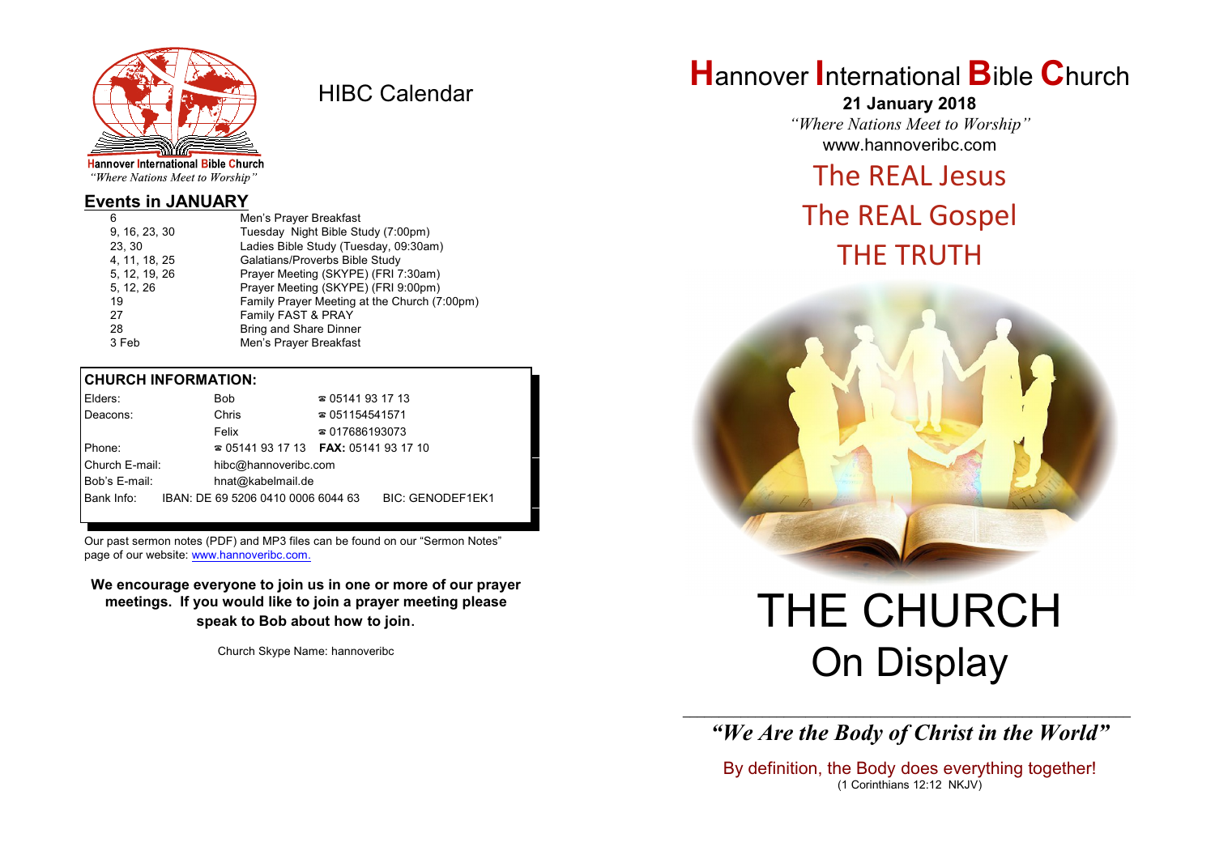Hannover International Bible Church
*"Where Nations Meet to Worship"*

# HIBC Calendar

## Events in JANUARY

| | |
|---|---|
| 6 | Men's Prayer Breakfast |
| 9, 16, 23, 30 | Tuesday Night Bible Study (7:00pm) |
| 23, 30 | Ladies Bible Study (Tuesday, 09:30am) |
| 4, 11, 18, 25 | Galatians/Proverbs Bible Study |
| 5, 12, 19, 26 | Prayer Meeting (SKYPE) (FRI 7:30am) |
| 5, 12, 26 | Prayer Meeting (SKYPE) (FRI 9:00pm) |
| 19 | Family Prayer Meeting at the Church (7:00pm) |
| 27 | Family FAST & PRAY |
| 28 | Bring and Share Dinner |
| 3 Feb | Men's Prayer Breakfast |

## CHURCH INFORMATION:

| | | |
|---|---|---|
| Elders: | Bob | ☎ 05141 93 17 13 |
| Deacons: | Chris | ☎ 051154541571 |
| | Felix | ☎ 017686193073 |
| Phone: | ☎ 05141 93 17 13 | **FAX:** 05141 93 17 10 |
| Church E-mail: | hibc@hannoveribc.com | |
| Bob's E-mail: | hnat@kabelmail.de | |
| Bank Info: | IBAN: DE 69 5206 0410 0006 6044 63 | BIC: GENODEF1EK1 |

Our past sermon notes (PDF) and MP3 files can be found on our "Sermon Notes" page of our website: www.hannoveribc.com.

**We encourage everyone to join us in one or more of our prayer meetings. If you would like to join a prayer meeting please speak to Bob about how to join.**

Church Skype Name: hannoveribc

# Hannover International Bible Church

**21 January 2018**

*"Where Nations Meet to Worship"*

www.hannoveribc.com

The REAL Jesus

The REAL Gospel

THE TRUTH

# THE CHURCH
# On Display

***"We Are the Body of Christ in the World"***

By definition, the Body does everything together!
(1 Corinthians 12:12 NKJV)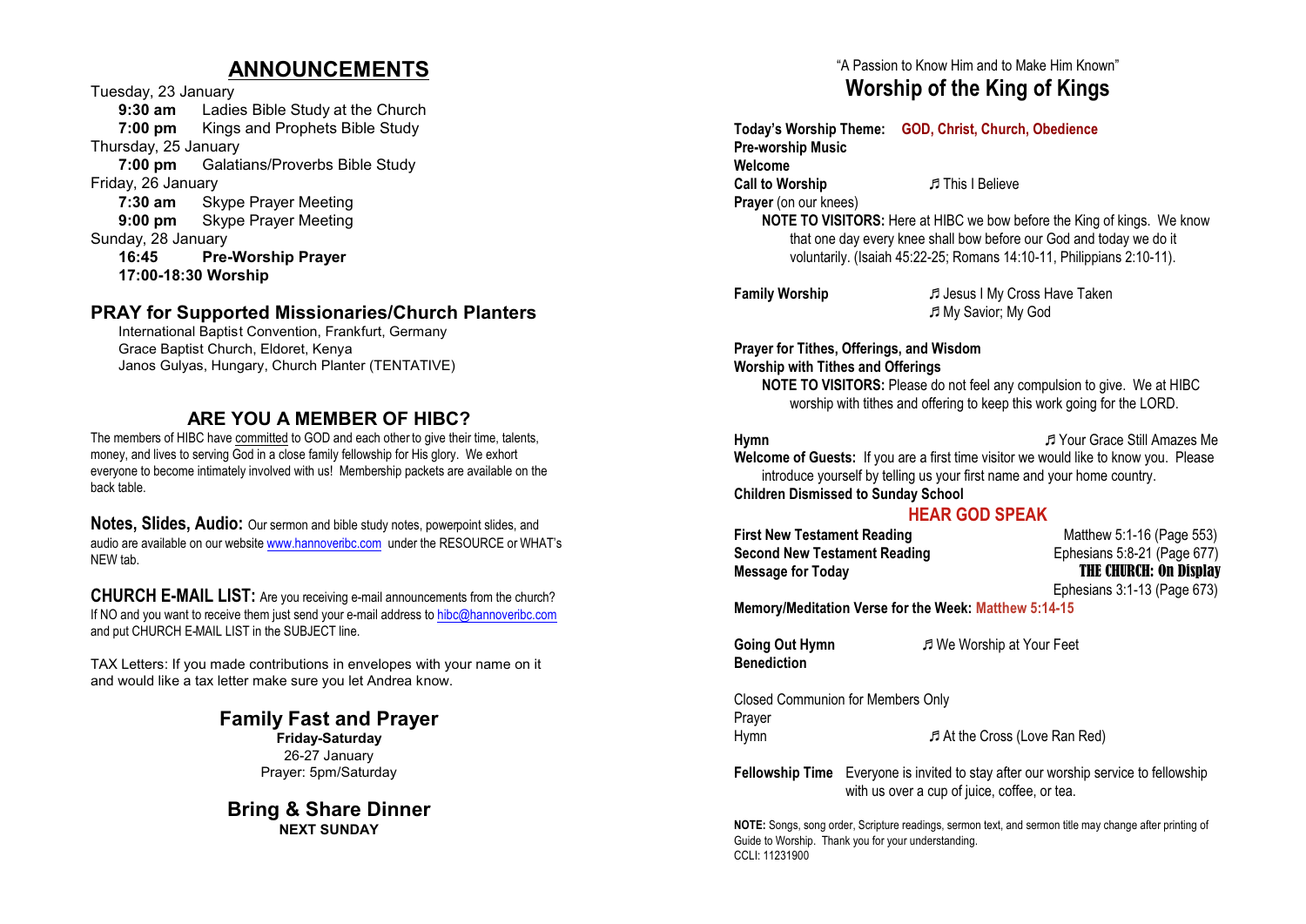# ANNOUNCEMENTS

Tuesday, 23 January

- **9:30 am** Ladies Bible Study at the Church
- **7:00 pm** Kings and Prophets Bible Study

Thursday, 25 January

- **7:00 pm** Galatians/Proverbs Bible Study

Friday, 26 January

- **7:30 am** Skype Prayer Meeting
- **9:00 pm** Skype Prayer Meeting

Sunday, 28 January

- **16:45 Pre-Worship Prayer**
- **17:00-18:30 Worship**

## PRAY for Supported Missionaries/Church Planters

International Baptist Convention, Frankfurt, Germany
Grace Baptist Church, Eldoret, Kenya
Janos Gulyas, Hungary, Church Planter (TENTATIVE)

## ARE YOU A MEMBER OF HIBC?

The members of HIBC have committed to GOD and each other to give their time, talents, money, and lives to serving God in a close family fellowship for His glory. We exhort everyone to become intimately involved with us! Membership packets are available on the back table.

**Notes, Slides, Audio:** Our sermon and bible study notes, powerpoint slides, and audio are available on our website www.hannoveribc.com under the RESOURCE or WHAT's NEW tab.

**CHURCH E-MAIL LIST:** Are you receiving e-mail announcements from the church? If NO and you want to receive them just send your e-mail address to hibc@hannoveribc.com and put CHURCH E-MAIL LIST in the SUBJECT line.

TAX Letters: If you made contributions in envelopes with your name on it and would like a tax letter make sure you let Andrea know.

## Family Fast and Prayer

**Friday-Saturday**
26-27 January
Prayer: 5pm/Saturday

## Bring & Share Dinner

**NEXT SUNDAY**

---

"A Passion to Know Him and to Make Him Known"

# Worship of the King of Kings

**Today's Worship Theme:** **GOD, Christ, Church, Obedience**

**Pre-worship Music**

**Welcome**

**Call to Worship** ♫ This I Believe

**Prayer** (on our knees)

**NOTE TO VISITORS:** Here at HIBC we bow before the King of kings. We know that one day every knee shall bow before our God and today we do it voluntarily. (Isaiah 45:22-25; Romans 14:10-11, Philippians 2:10-11).

**Family Worship** ♫ Jesus I My Cross Have Taken
♫ My Savior; My God

**Prayer for Tithes, Offerings, and Wisdom**

**Worship with Tithes and Offerings**

**NOTE TO VISITORS:** Please do not feel any compulsion to give. We at HIBC worship with tithes and offering to keep this work going for the LORD.

**Hymn** ♫ Your Grace Still Amazes Me

**Welcome of Guests:** If you are a first time visitor we would like to know you. Please introduce yourself by telling us your first name and your home country.

**Children Dismissed to Sunday School**

## HEAR GOD SPEAK

**First New Testament Reading** Matthew 5:1-16 (Page 553)

**Second New Testament Reading** Ephesians 5:8-21 (Page 677)

**Message for Today** **THE CHURCH: On Display**
Ephesians 3:1-13 (Page 673)

**Memory/Meditation Verse for the Week: Matthew 5:14-15**

**Going Out Hymn** ♫ We Worship at Your Feet

**Benediction**

Closed Communion for Members Only
Prayer
Hymn ♫ At the Cross (Love Ran Red)

**Fellowship Time** Everyone is invited to stay after our worship service to fellowship with us over a cup of juice, coffee, or tea.

**NOTE:** Songs, song order, Scripture readings, sermon text, and sermon title may change after printing of Guide to Worship. Thank you for your understanding.
CCLI: 11231900